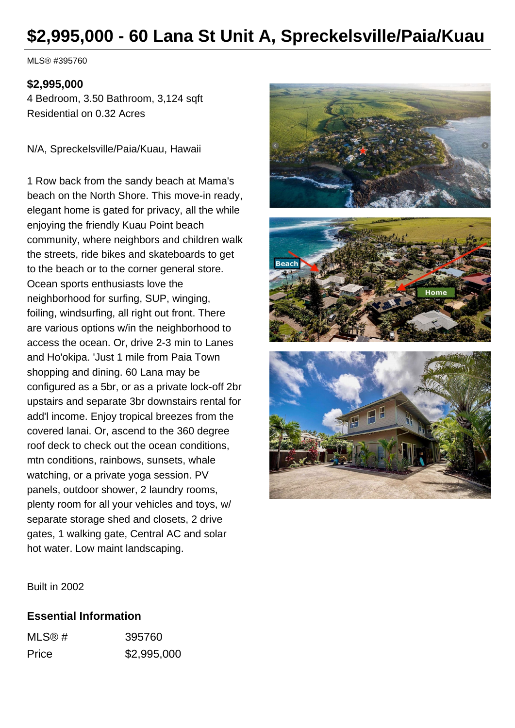# $2,995,000 - 60 Lana St Unit A, Spreckelsville/Paia/Kuau

MLS® #395760

**$2,995,000**

4 Bedroom, 3.50 Bathroom, 3,124 sqft

Residential on 0.32 Acres

N/A, Spreckelsville/Paia/Kuau, Hawaii

1 Row back from the sandy beach at Mama's beach on the North Shore. This move-in ready, elegant home is gated for privacy, all the while enjoying the friendly Kuau Point beach community, where neighbors and children walk the streets, ride bikes and skateboards to get to the beach or to the corner general store. Ocean sports enthusiasts love the neighborhood for surfing, SUP, winging, foiling, windsurfing, all right out front. There are various options w/in the neighborhood to access the ocean. Or, drive 2-3 min to Lanes and Ho'okipa. 'Just 1 mile from Paia Town shopping and dining. 60 Lana may be configured as a 5br, or as a private lock-off 2br upstairs and separate 3br downstairs rental for add'l income. Enjoy tropical breezes from the covered lanai. Or, ascend to the 360 degree roof deck to check out the ocean conditions, mtn conditions, rainbows, sunsets, whale watching, or a private yoga session. PV panels, outdoor shower, 2 laundry rooms, plenty room for all your vehicles and toys, w/ separate storage shed and closets, 2 drive gates, 1 walking gate, Central AC and solar hot water. Low maint landscaping.

Built in 2002

## Essential Information

| | |
|---|---|
| MLS® # | 395760 |
| Price | $2,995,000 |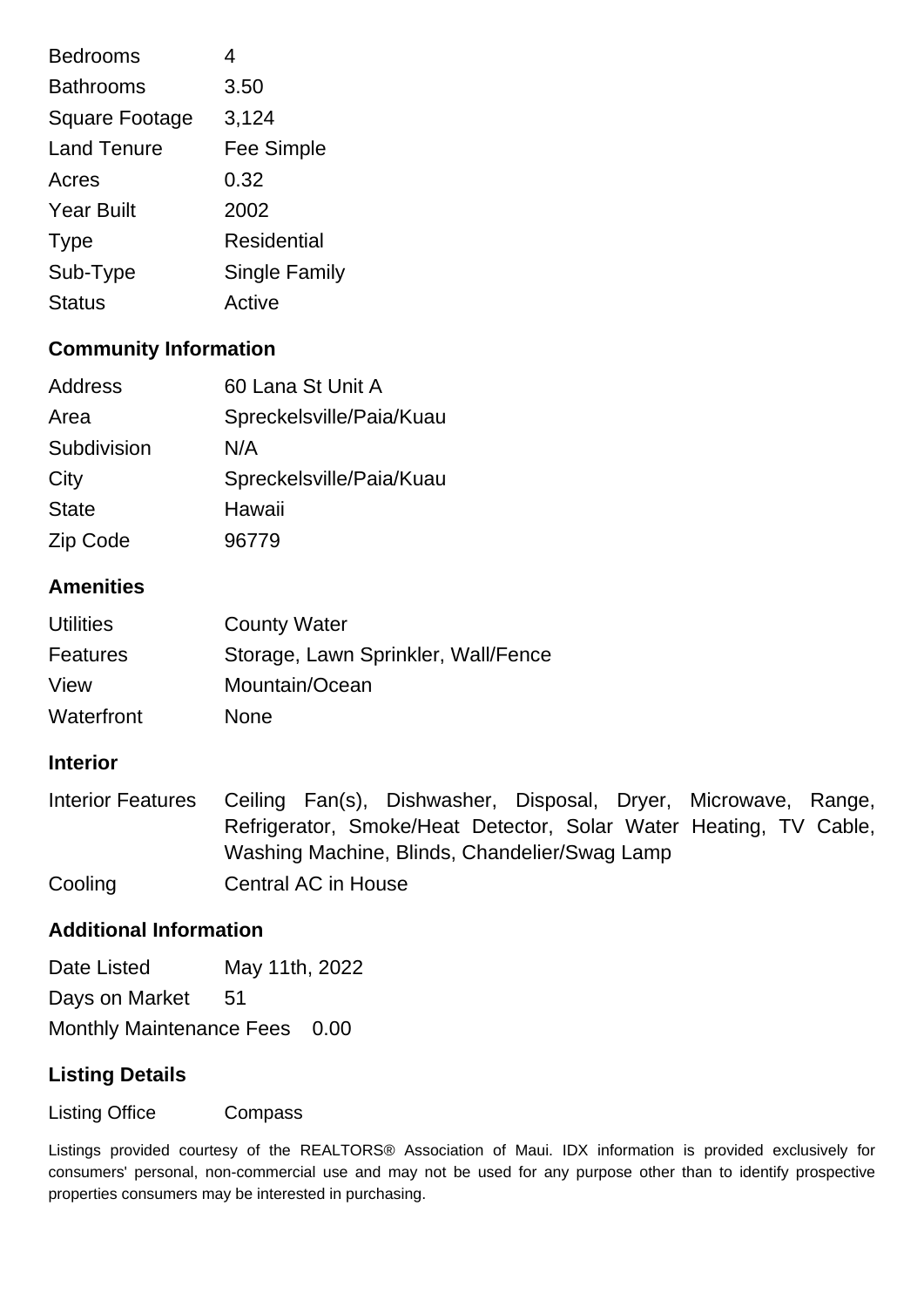| | |
|---|---|
| Bedrooms | 4 |
| Bathrooms | 3.50 |
| Square Footage | 3,124 |
| Land Tenure | Fee Simple |
| Acres | 0.32 |
| Year Built | 2002 |
| Type | Residential |
| Sub-Type | Single Family |
| Status | Active |

## Community Information

| | |
|---|---|
| Address | 60 Lana St Unit A |
| Area | Spreckelsville/Paia/Kuau |
| Subdivision | N/A |
| City | Spreckelsville/Paia/Kuau |
| State | Hawaii |
| Zip Code | 96779 |

## Amenities

| | |
|---|---|
| Utilities | County Water |
| Features | Storage, Lawn Sprinkler, Wall/Fence |
| View | Mountain/Ocean |
| Waterfront | None |

## Interior

| | |
|---|---|
| Interior Features | Ceiling Fan(s), Dishwasher, Disposal, Dryer, Microwave, Range, Refrigerator, Smoke/Heat Detector, Solar Water Heating, TV Cable, Washing Machine, Blinds, Chandelier/Swag Lamp |
| Cooling | Central AC in House |

## Additional Information

| | |
|---|---|
| Date Listed | May 11th, 2022 |
| Days on Market | 51 |
| Monthly Maintenance Fees | 0.00 |

## Listing Details

| | |
|---|---|
| Listing Office | Compass |

Listings provided courtesy of the REALTORS® Association of Maui. IDX information is provided exclusively for consumers' personal, non-commercial use and may not be used for any purpose other than to identify prospective properties consumers may be interested in purchasing.